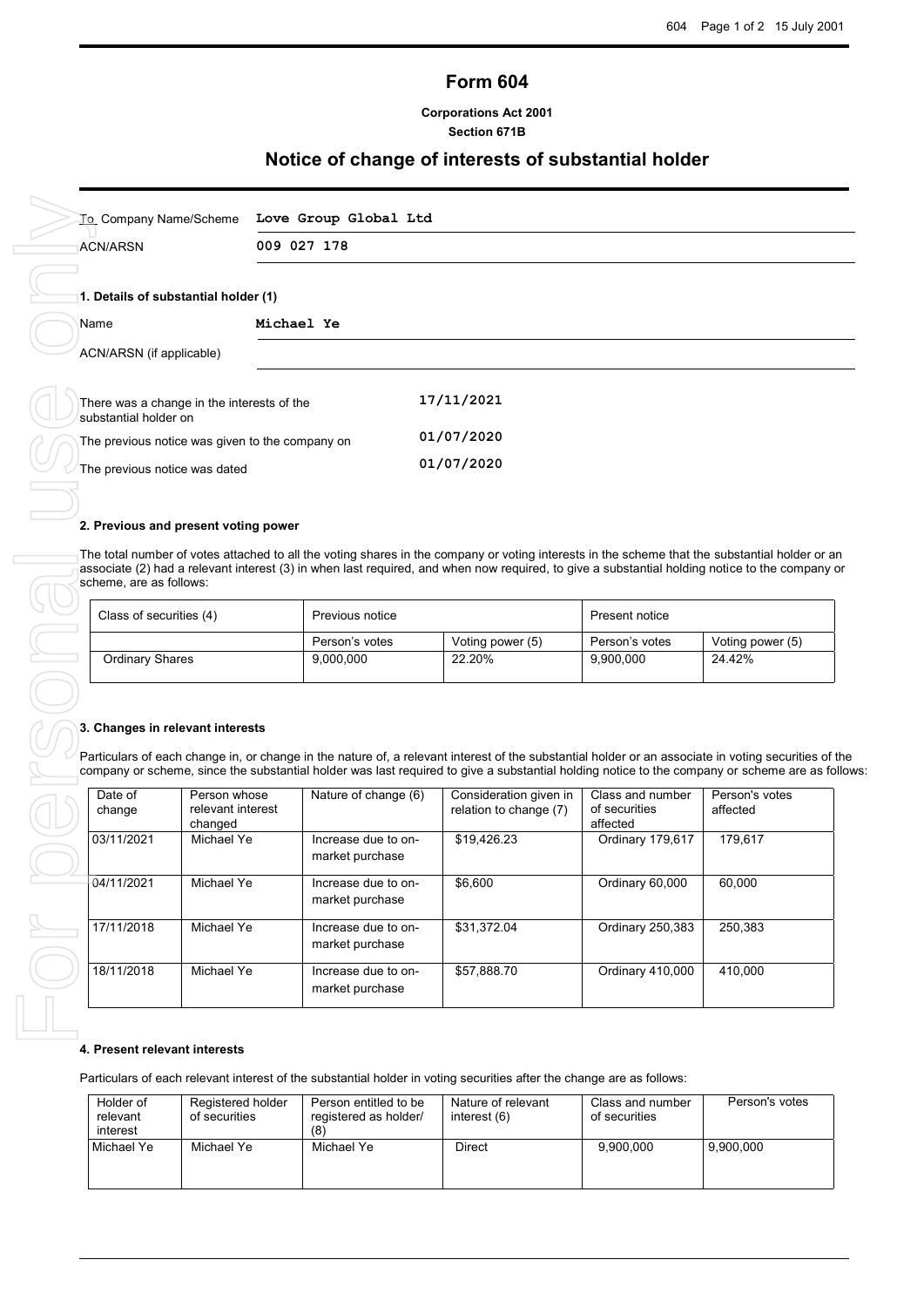# Form 604

**Corporations Act 2001**
**Section 671B**

## Notice of change of interests of substantial holder

| | |
|---|---|
| To Company Name/Scheme | **Love Group Global Ltd** |
| ACN/ARSN | **009 027 178** |

### 1. Details of substantial holder (1)

| | |
|---|---|
| Name | **Michael Ye** |
| ACN/ARSN (if applicable) | |

| | |
|---|---|
| There was a change in the interests of the substantial holder on | 17/11/2021 |
| The previous notice was given to the company on | 01/07/2020 |
| The previous notice was dated | 01/07/2020 |

### 2. Previous and present voting power

The total number of votes attached to all the voting shares in the company or voting interests in the scheme that the substantial holder or an associate (2) had a relevant interest (3) in when last required, and when now required, to give a substantial holding notice to the company or scheme, are as follows:

| Class of securities (4) | Previous notice | | Present notice | |
|---|---|---|---|---|
| | Person's votes | Voting power (5) | Person's votes | Voting power (5) |
| Ordinary Shares | 9,000,000 | 22.20% | 9,900,000 | 24.42% |

### 3. Changes in relevant interests

Particulars of each change in, or change in the nature of, a relevant interest of the substantial holder or an associate in voting securities of the company or scheme, since the substantial holder was last required to give a substantial holding notice to the company or scheme are as follows:

| Date of change | Person whose relevant interest changed | Nature of change (6) | Consideration given in relation to change (7) | Class and number of securities affected | Person's votes affected |
|---|---|---|---|---|---|
| 03/11/2021 | Michael Ye | Increase due to on-market purchase | $19,426.23 | Ordinary 179,617 | 179,617 |
| 04/11/2021 | Michael Ye | Increase due to on-market purchase | $6,600 | Ordinary 60,000 | 60,000 |
| 17/11/2018 | Michael Ye | Increase due to on-market purchase | $31,372.04 | Ordinary 250,383 | 250,383 |
| 18/11/2018 | Michael Ye | Increase due to on-market purchase | $57,888.70 | Ordinary 410,000 | 410,000 |

### 4. Present relevant interests

Particulars of each relevant interest of the substantial holder in voting securities after the change are as follows:

| Holder of relevant interest | Registered holder of securities | Person entitled to be registered as holder/ (8) | Nature of relevant interest (6) | Class and number of securities | Person's votes |
|---|---|---|---|---|---|
| Michael Ye | Michael Ye | Michael Ye | Direct | 9,900,000 | 9,900,000 |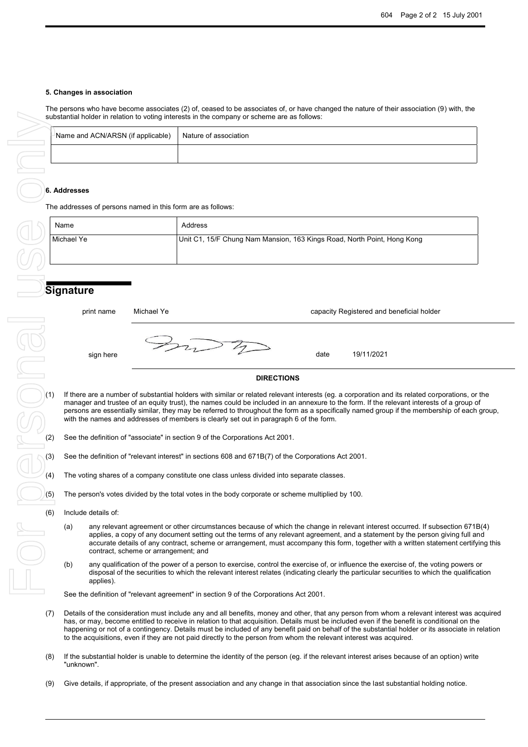### 5. Changes in association

The persons who have become associates (2) of, ceased to be associates of, or have changed the nature of their association (9) with, the substantial holder in relation to voting interests in the company or scheme are as follows:

| Name and ACN/ARSN (if applicable) | Nature of association |
| --- | --- |
| | |

### 6. Addresses

The addresses of persons named in this form are as follows:

| Name | Address |
| --- | --- |
| Michael Ye | Unit C1, 15/F Chung Nam Mansion, 163 Kings Road, North Point, Hong Kong |

## Signature

print name Michael Ye capacity Registered and beneficial holder

sign here date 19/11/2021

**DIRECTIONS**

(1) If there are a number of substantial holders with similar or related relevant interests (eg. a corporation and its related corporations, or the manager and trustee of an equity trust), the names could be included in an annexure to the form. If the relevant interests of a group of persons are essentially similar, they may be referred to throughout the form as a specifically named group if the membership of each group, with the names and addresses of members is clearly set out in paragraph 6 of the form.

(2) See the definition of "associate" in section 9 of the Corporations Act 2001.

(3) See the definition of "relevant interest" in sections 608 and 671B(7) of the Corporations Act 2001.

(4) The voting shares of a company constitute one class unless divided into separate classes.

(5) The person's votes divided by the total votes in the body corporate or scheme multiplied by 100.

(6) Include details of:

(a) any relevant agreement or other circumstances because of which the change in relevant interest occurred. If subsection 671B(4) applies, a copy of any document setting out the terms of any relevant agreement, and a statement by the person giving full and accurate details of any contract, scheme or arrangement, must accompany this form, together with a written statement certifying this contract, scheme or arrangement; and

(b) any qualification of the power of a person to exercise, control the exercise of, or influence the exercise of, the voting powers or disposal of the securities to which the relevant interest relates (indicating clearly the particular securities to which the qualification applies).

See the definition of "relevant agreement" in section 9 of the Corporations Act 2001.

(7) Details of the consideration must include any and all benefits, money and other, that any person from whom a relevant interest was acquired has, or may, become entitled to receive in relation to that acquisition. Details must be included even if the benefit is conditional on the happening or not of a contingency. Details must be included of any benefit paid on behalf of the substantial holder or its associate in relation to the acquisitions, even if they are not paid directly to the person from whom the relevant interest was acquired.

(8) If the substantial holder is unable to determine the identity of the person (eg. if the relevant interest arises because of an option) write "unknown".

(9) Give details, if appropriate, of the present association and any change in that association since the last substantial holding notice.